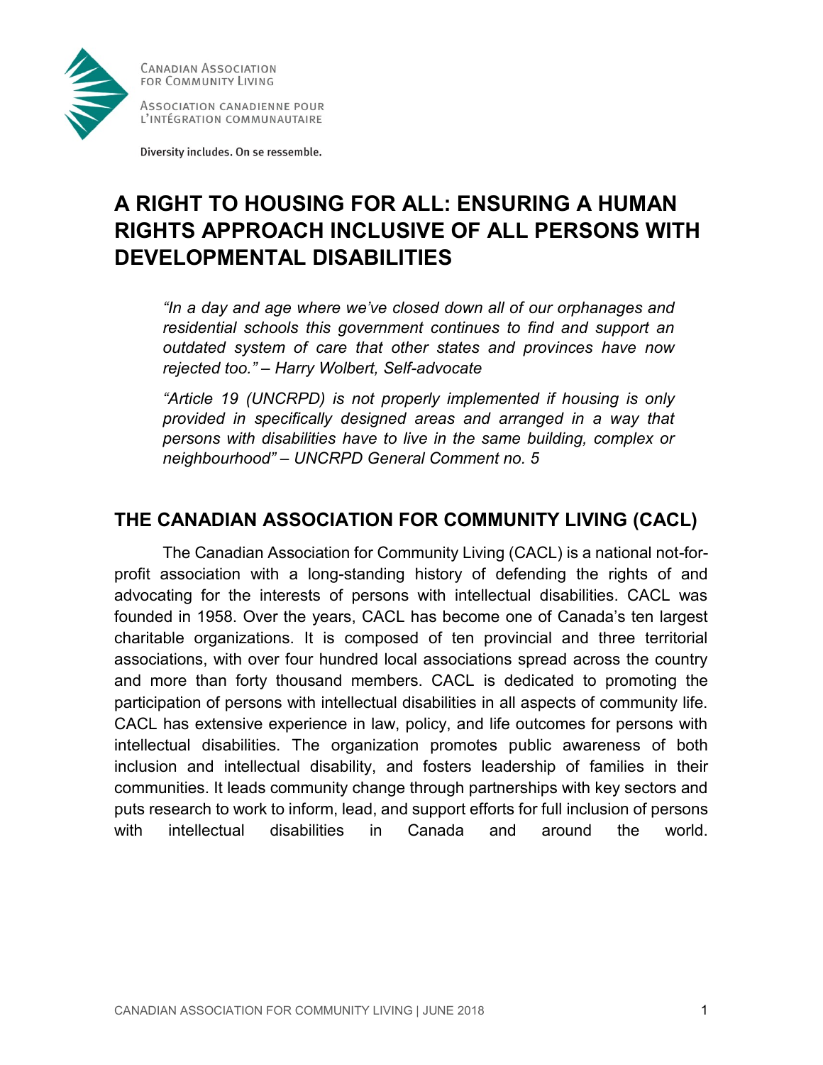Canadian Association for Community Living

Association canadienne pour l'intégration communautaire

Diversity includes. On se ressemble.

# A RIGHT TO HOUSING FOR ALL: ENSURING A HUMAN RIGHTS APPROACH INCLUSIVE OF ALL PERSONS WITH DEVELOPMENTAL DISABILITIES

> *"In a day and age where we've closed down all of our orphanages and residential schools this government continues to find and support an outdated system of care that other states and provinces have now rejected too." – Harry Wolbert, Self-advocate*
>
> *"Article 19 (UNCRPD) is not properly implemented if housing is only provided in specifically designed areas and arranged in a way that persons with disabilities have to live in the same building, complex or neighbourhood" – UNCRPD General Comment no. 5*

## THE CANADIAN ASSOCIATION FOR COMMUNITY LIVING (CACL)

The Canadian Association for Community Living (CACL) is a national not-for-profit association with a long-standing history of defending the rights of and advocating for the interests of persons with intellectual disabilities. CACL was founded in 1958. Over the years, CACL has become one of Canada's ten largest charitable organizations. It is composed of ten provincial and three territorial associations, with over four hundred local associations spread across the country and more than forty thousand members. CACL is dedicated to promoting the participation of persons with intellectual disabilities in all aspects of community life. CACL has extensive experience in law, policy, and life outcomes for persons with intellectual disabilities. The organization promotes public awareness of both inclusion and intellectual disability, and fosters leadership of families in their communities. It leads community change through partnerships with key sectors and puts research to work to inform, lead, and support efforts for full inclusion of persons with intellectual disabilities in Canada and around the world.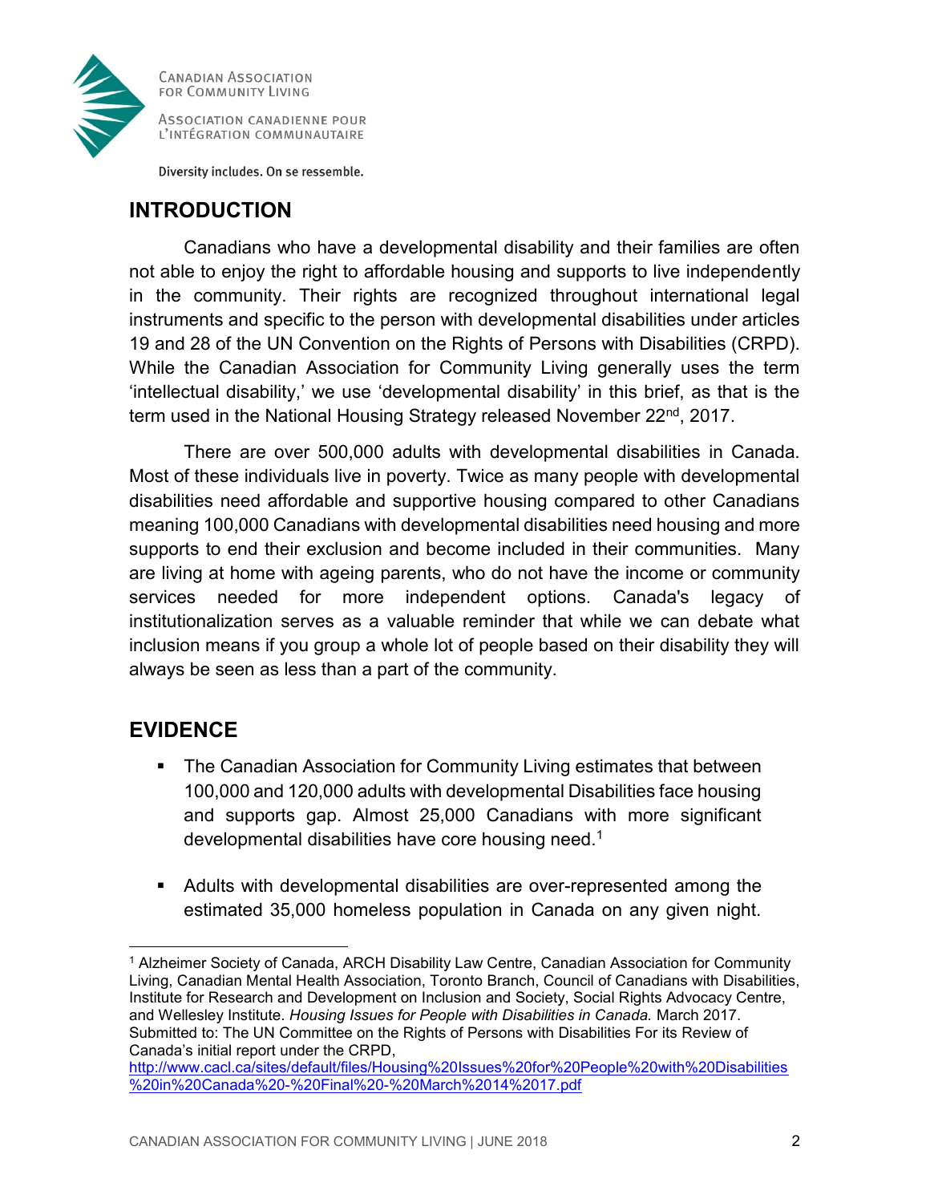## INTRODUCTION

Canadians who have a developmental disability and their families are often not able to enjoy the right to affordable housing and supports to live independently in the community. Their rights are recognized throughout international legal instruments and specific to the person with developmental disabilities under articles 19 and 28 of the UN Convention on the Rights of Persons with Disabilities (CRPD). While the Canadian Association for Community Living generally uses the term 'intellectual disability,' we use 'developmental disability' in this brief, as that is the term used in the National Housing Strategy released November 22nd, 2017.

There are over 500,000 adults with developmental disabilities in Canada. Most of these individuals live in poverty. Twice as many people with developmental disabilities need affordable and supportive housing compared to other Canadians meaning 100,000 Canadians with developmental disabilities need housing and more supports to end their exclusion and become included in their communities. Many are living at home with ageing parents, who do not have the income or community services needed for more independent options. Canada's legacy of institutionalization serves as a valuable reminder that while we can debate what inclusion means if you group a whole lot of people based on their disability they will always be seen as less than a part of the community.

## EVIDENCE

- The Canadian Association for Community Living estimates that between 100,000 and 120,000 adults with developmental Disabilities face housing and supports gap. Almost 25,000 Canadians with more significant developmental disabilities have core housing need.[1]

- Adults with developmental disabilities are over-represented among the estimated 35,000 homeless population in Canada on any given night.

[1] Alzheimer Society of Canada, ARCH Disability Law Centre, Canadian Association for Community Living, Canadian Mental Health Association, Toronto Branch, Council of Canadians with Disabilities, Institute for Research and Development on Inclusion and Society, Social Rights Advocacy Centre, and Wellesley Institute. *Housing Issues for People with Disabilities in Canada.* March 2017. Submitted to: The UN Committee on the Rights of Persons with Disabilities For its Review of Canada's initial report under the CRPD, http://www.cacl.ca/sites/default/files/Housing%20Issues%20for%20People%20with%20Disabilities%20in%20Canada%20-%20Final%20-%20March%2014%2017.pdf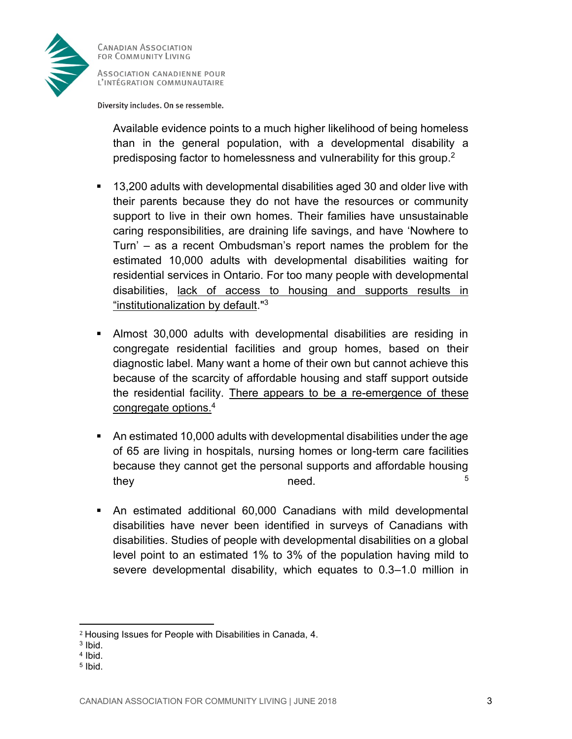Available evidence points to a much higher likelihood of being homeless than in the general population, with a developmental disability a predisposing factor to homelessness and vulnerability for this group.[2]

- 13,200 adults with developmental disabilities aged 30 and older live with their parents because they do not have the resources or community support to live in their own homes. Their families have unsustainable caring responsibilities, are draining life savings, and have 'Nowhere to Turn' – as a recent Ombudsman's report names the problem for the estimated 10,000 adults with developmental disabilities waiting for residential services in Ontario. For too many people with developmental disabilities, <u>lack of access to housing and supports results in "institutionalization by default</u>."[3]

- Almost 30,000 adults with developmental disabilities are residing in congregate residential facilities and group homes, based on their diagnostic label. Many want a home of their own but cannot achieve this because of the scarcity of affordable housing and staff support outside the residential facility. <u>There appears to be a re-emergence of these congregate options.</u>[4]

- An estimated 10,000 adults with developmental disabilities under the age of 65 are living in hospitals, nursing homes or long-term care facilities because they cannot get the personal supports and affordable housing they need.[5]

- An estimated additional 60,000 Canadians with mild developmental disabilities have never been identified in surveys of Canadians with disabilities. Studies of people with developmental disabilities on a global level point to an estimated 1% to 3% of the population having mild to severe developmental disability, which equates to 0.3–1.0 million in

---

[2] Housing Issues for People with Disabilities in Canada, 4.

[3] Ibid.

[4] Ibid.

[5] Ibid.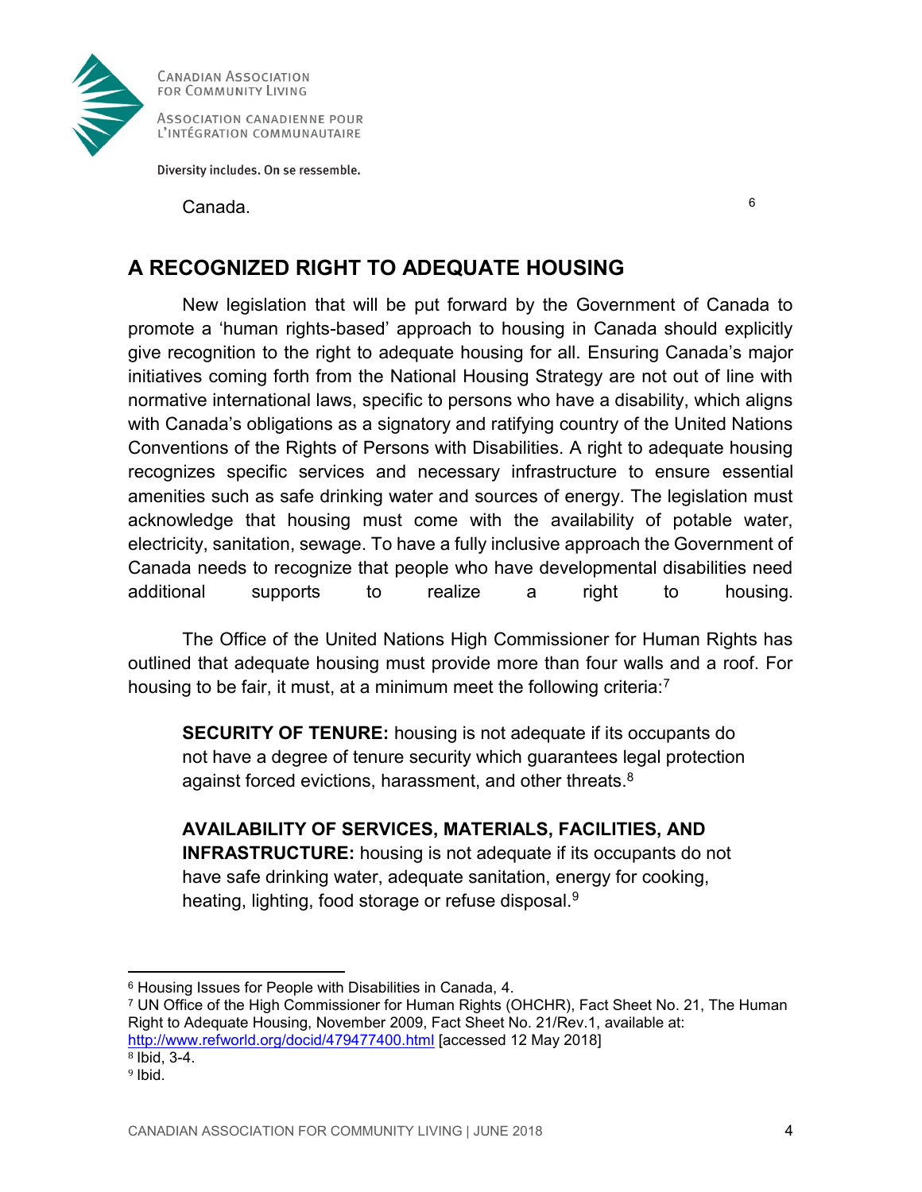Canada.[6]

## A RECOGNIZED RIGHT TO ADEQUATE HOUSING

New legislation that will be put forward by the Government of Canada to promote a 'human rights-based' approach to housing in Canada should explicitly give recognition to the right to adequate housing for all. Ensuring Canada's major initiatives coming forth from the National Housing Strategy are not out of line with normative international laws, specific to persons who have a disability, which aligns with Canada's obligations as a signatory and ratifying country of the United Nations Conventions of the Rights of Persons with Disabilities. A right to adequate housing recognizes specific services and necessary infrastructure to ensure essential amenities such as safe drinking water and sources of energy. The legislation must acknowledge that housing must come with the availability of potable water, electricity, sanitation, sewage. To have a fully inclusive approach the Government of Canada needs to recognize that people who have developmental disabilities need additional supports to realize a right to housing.

The Office of the United Nations High Commissioner for Human Rights has outlined that adequate housing must provide more than four walls and a roof. For housing to be fair, it must, at a minimum meet the following criteria:[7]

> **SECURITY OF TENURE:** housing is not adequate if its occupants do not have a degree of tenure security which guarantees legal protection against forced evictions, harassment, and other threats.[8]
>
> **AVAILABILITY OF SERVICES, MATERIALS, FACILITIES, AND INFRASTRUCTURE:** housing is not adequate if its occupants do not have safe drinking water, adequate sanitation, energy for cooking, heating, lighting, food storage or refuse disposal.[9]

---

[6] Housing Issues for People with Disabilities in Canada, 4.

[7] UN Office of the High Commissioner for Human Rights (OHCHR), Fact Sheet No. 21, The Human Right to Adequate Housing, November 2009, Fact Sheet No. 21/Rev.1, available at: http://www.refworld.org/docid/479477400.html [accessed 12 May 2018]

[8] Ibid, 3-4.

[9] Ibid.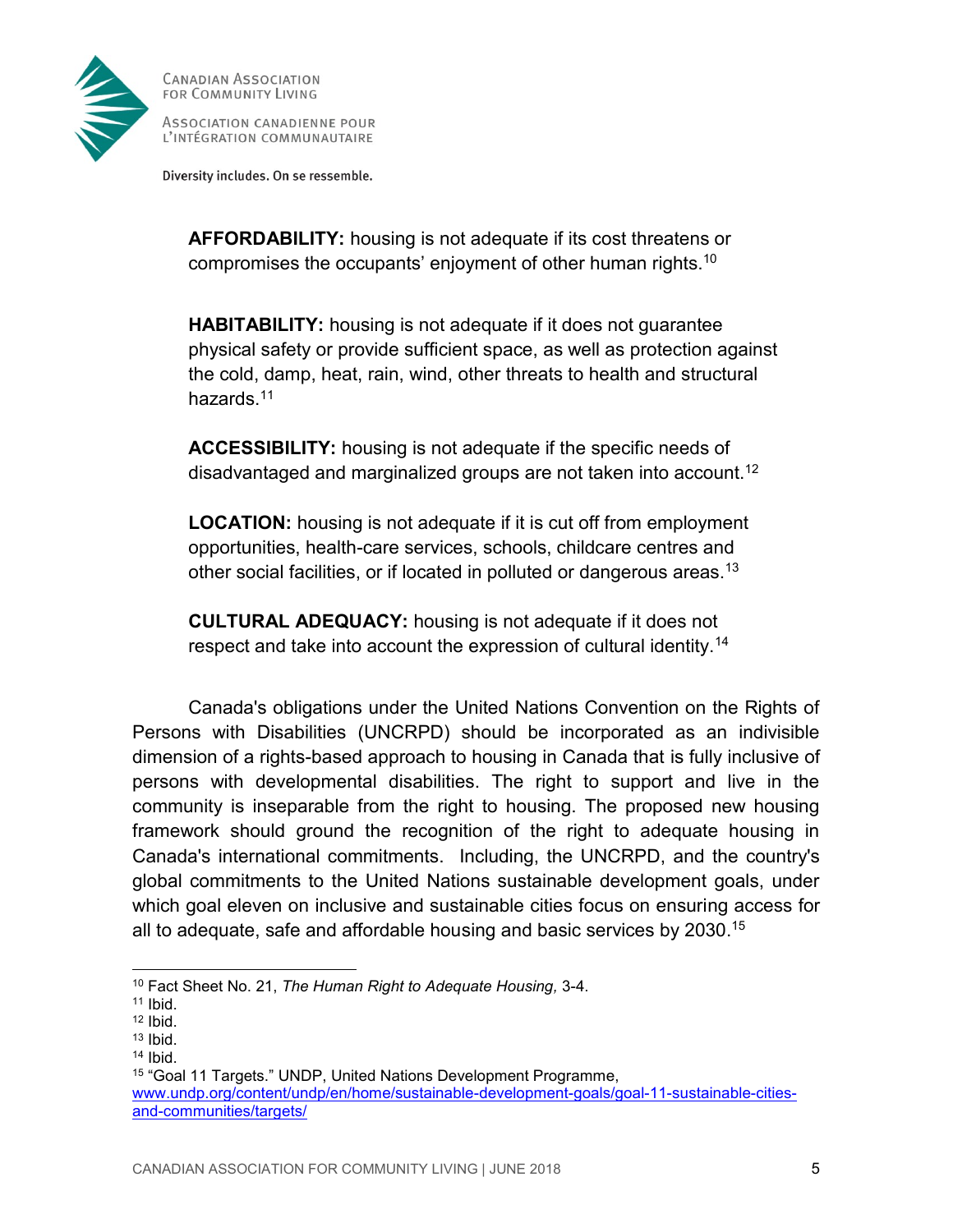**AFFORDABILITY:** housing is not adequate if its cost threatens or compromises the occupants' enjoyment of other human rights.[10]

**HABITABILITY:** housing is not adequate if it does not guarantee physical safety or provide sufficient space, as well as protection against the cold, damp, heat, rain, wind, other threats to health and structural hazards.[11]

**ACCESSIBILITY:** housing is not adequate if the specific needs of disadvantaged and marginalized groups are not taken into account.[12]

**LOCATION:** housing is not adequate if it is cut off from employment opportunities, health-care services, schools, childcare centres and other social facilities, or if located in polluted or dangerous areas.[13]

**CULTURAL ADEQUACY:** housing is not adequate if it does not respect and take into account the expression of cultural identity.[14]

Canada's obligations under the United Nations Convention on the Rights of Persons with Disabilities (UNCRPD) should be incorporated as an indivisible dimension of a rights-based approach to housing in Canada that is fully inclusive of persons with developmental disabilities. The right to support and live in the community is inseparable from the right to housing. The proposed new housing framework should ground the recognition of the right to adequate housing in Canada's international commitments. Including, the UNCRPD, and the country's global commitments to the United Nations sustainable development goals, under which goal eleven on inclusive and sustainable cities focus on ensuring access for all to adequate, safe and affordable housing and basic services by 2030.[15]

---

[10] Fact Sheet No. 21, *The Human Right to Adequate Housing,* 3-4.
[11] Ibid.
[12] Ibid.
[13] Ibid.
[14] Ibid.
[15] "Goal 11 Targets." UNDP, United Nations Development Programme, www.undp.org/content/undp/en/home/sustainable-development-goals/goal-11-sustainable-cities-and-communities/targets/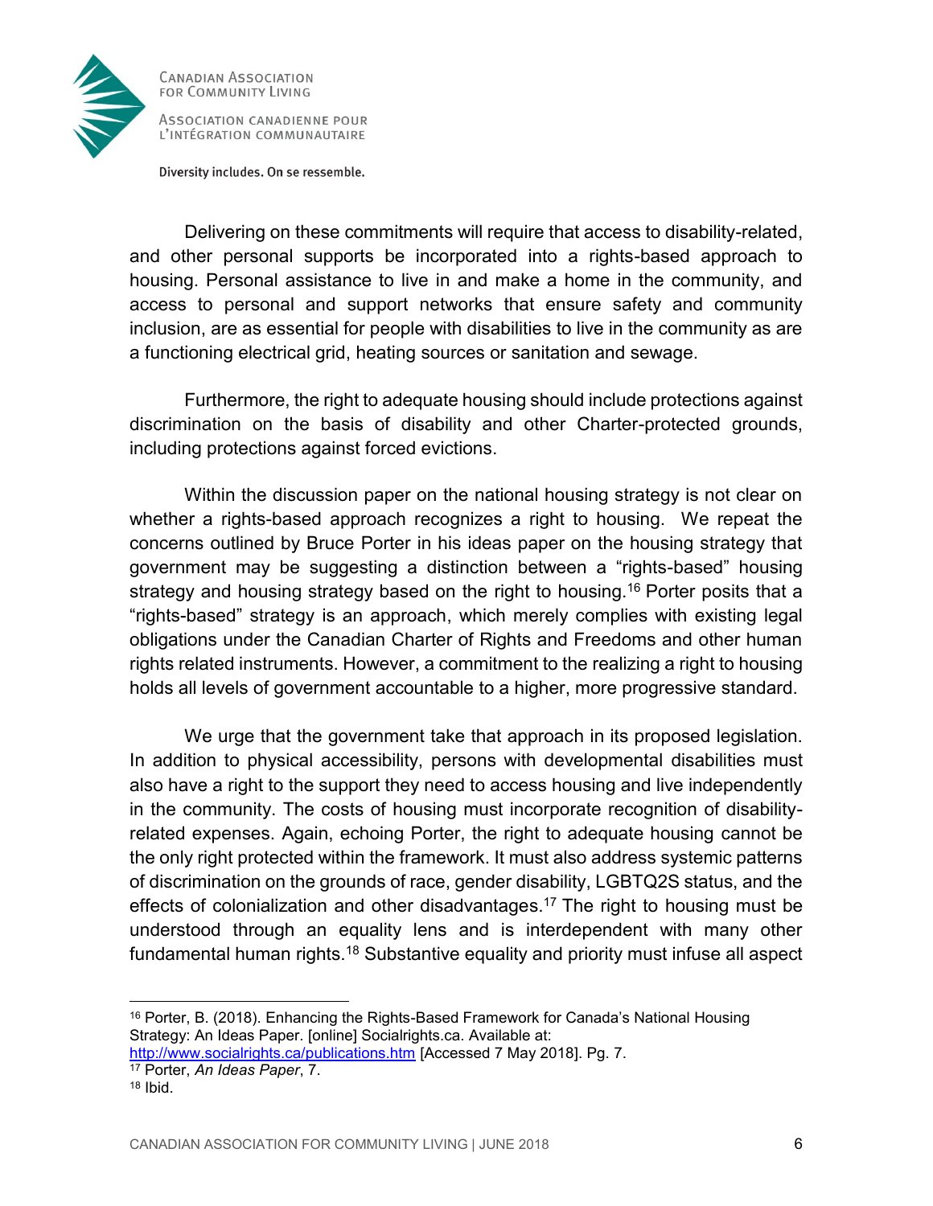Delivering on these commitments will require that access to disability-related, and other personal supports be incorporated into a rights-based approach to housing. Personal assistance to live in and make a home in the community, and access to personal and support networks that ensure safety and community inclusion, are as essential for people with disabilities to live in the community as are a functioning electrical grid, heating sources or sanitation and sewage.

Furthermore, the right to adequate housing should include protections against discrimination on the basis of disability and other Charter-protected grounds, including protections against forced evictions.

Within the discussion paper on the national housing strategy is not clear on whether a rights-based approach recognizes a right to housing. We repeat the concerns outlined by Bruce Porter in his ideas paper on the housing strategy that government may be suggesting a distinction between a "rights-based" housing strategy and housing strategy based on the right to housing.[16] Porter posits that a "rights-based" strategy is an approach, which merely complies with existing legal obligations under the Canadian Charter of Rights and Freedoms and other human rights related instruments. However, a commitment to the realizing a right to housing holds all levels of government accountable to a higher, more progressive standard.

We urge that the government take that approach in its proposed legislation. In addition to physical accessibility, persons with developmental disabilities must also have a right to the support they need to access housing and live independently in the community. The costs of housing must incorporate recognition of disability-related expenses. Again, echoing Porter, the right to adequate housing cannot be the only right protected within the framework. It must also address systemic patterns of discrimination on the grounds of race, gender disability, LGBTQ2S status, and the effects of colonialization and other disadvantages.[17] The right to housing must be understood through an equality lens and is interdependent with many other fundamental human rights.[18] Substantive equality and priority must infuse all aspect

---

[16] Porter, B. (2018). Enhancing the Rights-Based Framework for Canada's National Housing Strategy: An Ideas Paper. [online] Socialrights.ca. Available at: http://www.socialrights.ca/publications.htm [Accessed 7 May 2018]. Pg. 7.

[17] Porter, *An Ideas Paper*, 7.

[18] Ibid.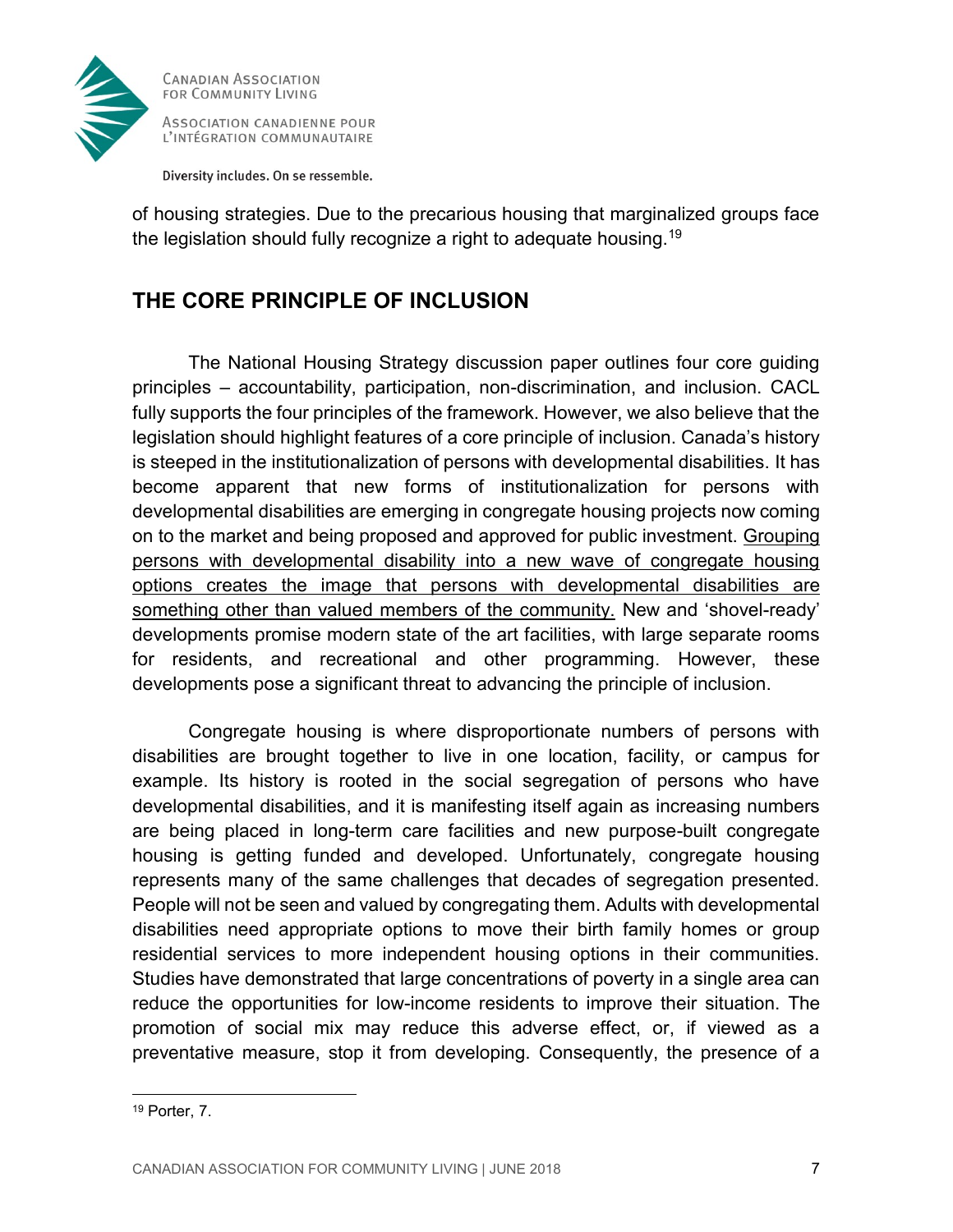of housing strategies. Due to the precarious housing that marginalized groups face the legislation should fully recognize a right to adequate housing.[19]

## THE CORE PRINCIPLE OF INCLUSION

The National Housing Strategy discussion paper outlines four core guiding principles – accountability, participation, non-discrimination, and inclusion. CACL fully supports the four principles of the framework. However, we also believe that the legislation should highlight features of a core principle of inclusion. Canada's history is steeped in the institutionalization of persons with developmental disabilities. It has become apparent that new forms of institutionalization for persons with developmental disabilities are emerging in congregate housing projects now coming on to the market and being proposed and approved for public investment. <u>Grouping persons with developmental disability into a new wave of congregate housing options creates the image that persons with developmental disabilities are something other than valued members of the community.</u> New and 'shovel-ready' developments promise modern state of the art facilities, with large separate rooms for residents, and recreational and other programming. However, these developments pose a significant threat to advancing the principle of inclusion.

Congregate housing is where disproportionate numbers of persons with disabilities are brought together to live in one location, facility, or campus for example. Its history is rooted in the social segregation of persons who have developmental disabilities, and it is manifesting itself again as increasing numbers are being placed in long-term care facilities and new purpose-built congregate housing is getting funded and developed. Unfortunately, congregate housing represents many of the same challenges that decades of segregation presented. People will not be seen and valued by congregating them. Adults with developmental disabilities need appropriate options to move their birth family homes or group residential services to more independent housing options in their communities. Studies have demonstrated that large concentrations of poverty in a single area can reduce the opportunities for low-income residents to improve their situation. The promotion of social mix may reduce this adverse effect, or, if viewed as a preventative measure, stop it from developing. Consequently, the presence of a

[19] Porter, 7.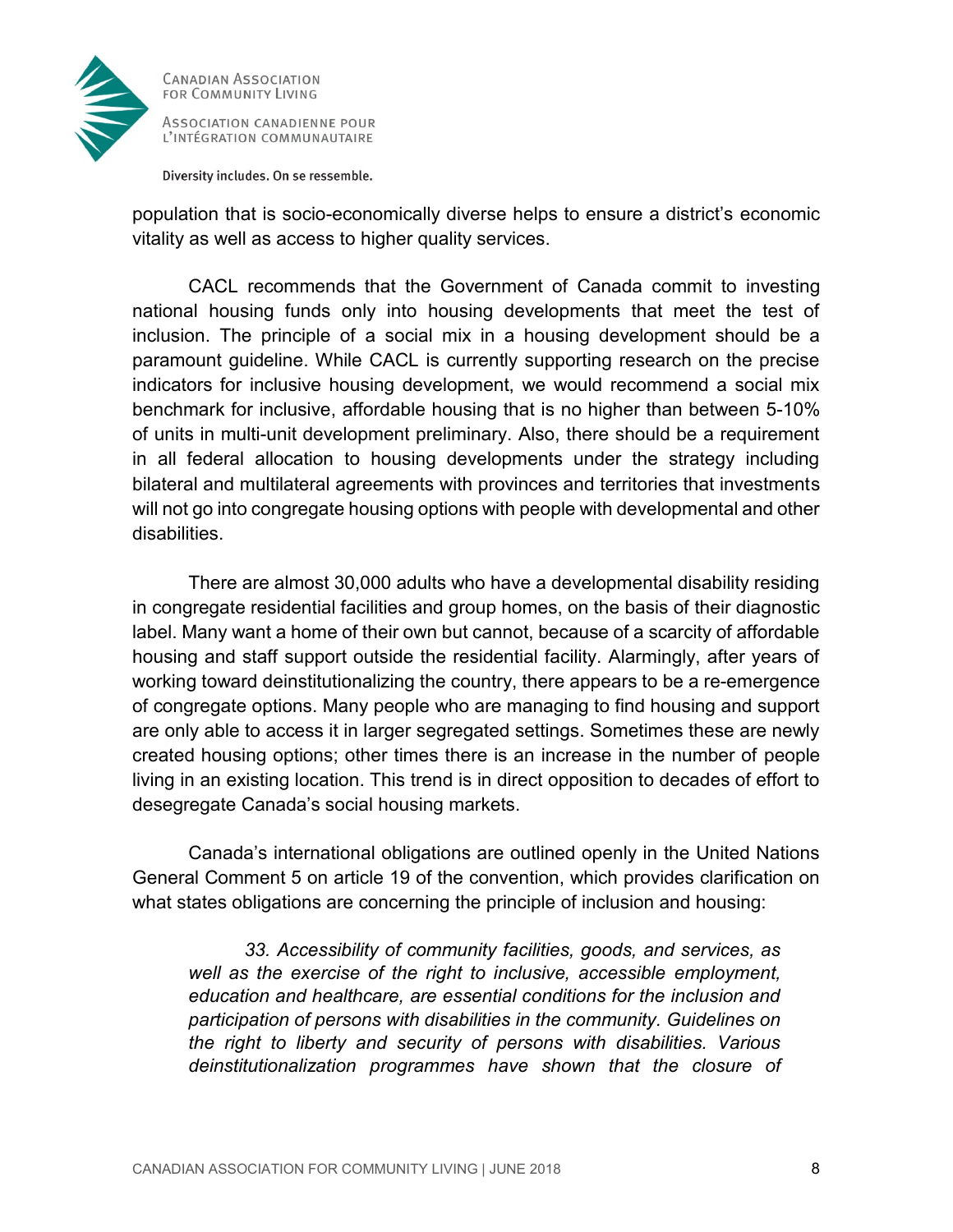population that is socio-economically diverse helps to ensure a district's economic vitality as well as access to higher quality services.

CACL recommends that the Government of Canada commit to investing national housing funds only into housing developments that meet the test of inclusion. The principle of a social mix in a housing development should be a paramount guideline. While CACL is currently supporting research on the precise indicators for inclusive housing development, we would recommend a social mix benchmark for inclusive, affordable housing that is no higher than between 5-10% of units in multi-unit development preliminary. Also, there should be a requirement in all federal allocation to housing developments under the strategy including bilateral and multilateral agreements with provinces and territories that investments will not go into congregate housing options with people with developmental and other disabilities.

There are almost 30,000 adults who have a developmental disability residing in congregate residential facilities and group homes, on the basis of their diagnostic label. Many want a home of their own but cannot, because of a scarcity of affordable housing and staff support outside the residential facility. Alarmingly, after years of working toward deinstitutionalizing the country, there appears to be a re-emergence of congregate options. Many people who are managing to find housing and support are only able to access it in larger segregated settings. Sometimes these are newly created housing options; other times there is an increase in the number of people living in an existing location. This trend is in direct opposition to decades of effort to desegregate Canada's social housing markets.

Canada's international obligations are outlined openly in the United Nations General Comment 5 on article 19 of the convention, which provides clarification on what states obligations are concerning the principle of inclusion and housing:

> *33. Accessibility of community facilities, goods, and services, as well as the exercise of the right to inclusive, accessible employment, education and healthcare, are essential conditions for the inclusion and participation of persons with disabilities in the community. Guidelines on the right to liberty and security of persons with disabilities. Various deinstitutionalization programmes have shown that the closure of*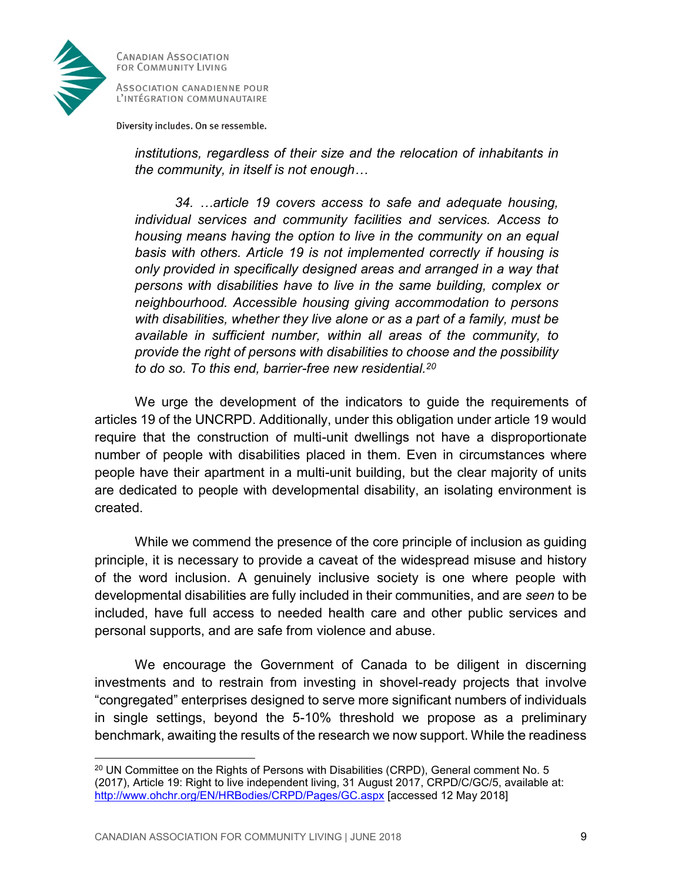*institutions, regardless of their size and the relocation of inhabitants in the community, in itself is not enough…*

*34. …article 19 covers access to safe and adequate housing, individual services and community facilities and services. Access to housing means having the option to live in the community on an equal basis with others. Article 19 is not implemented correctly if housing is only provided in specifically designed areas and arranged in a way that persons with disabilities have to live in the same building, complex or neighbourhood. Accessible housing giving accommodation to persons with disabilities, whether they live alone or as a part of a family, must be available in sufficient number, within all areas of the community, to provide the right of persons with disabilities to choose and the possibility to do so. To this end, barrier-free new residential.*[20]

We urge the development of the indicators to guide the requirements of articles 19 of the UNCRPD. Additionally, under this obligation under article 19 would require that the construction of multi-unit dwellings not have a disproportionate number of people with disabilities placed in them. Even in circumstances where people have their apartment in a multi-unit building, but the clear majority of units are dedicated to people with developmental disability, an isolating environment is created.

While we commend the presence of the core principle of inclusion as guiding principle, it is necessary to provide a caveat of the widespread misuse and history of the word inclusion. A genuinely inclusive society is one where people with developmental disabilities are fully included in their communities, and are *seen* to be included, have full access to needed health care and other public services and personal supports, and are safe from violence and abuse.

We encourage the Government of Canada to be diligent in discerning investments and to restrain from investing in shovel-ready projects that involve "congregated" enterprises designed to serve more significant numbers of individuals in single settings, beyond the 5-10% threshold we propose as a preliminary benchmark, awaiting the results of the research we now support. While the readiness

[20] UN Committee on the Rights of Persons with Disabilities (CRPD), General comment No. 5 (2017), Article 19: Right to live independent living, 31 August 2017, CRPD/C/GC/5, available at: http://www.ohchr.org/EN/HRBodies/CRPD/Pages/GC.aspx [accessed 12 May 2018]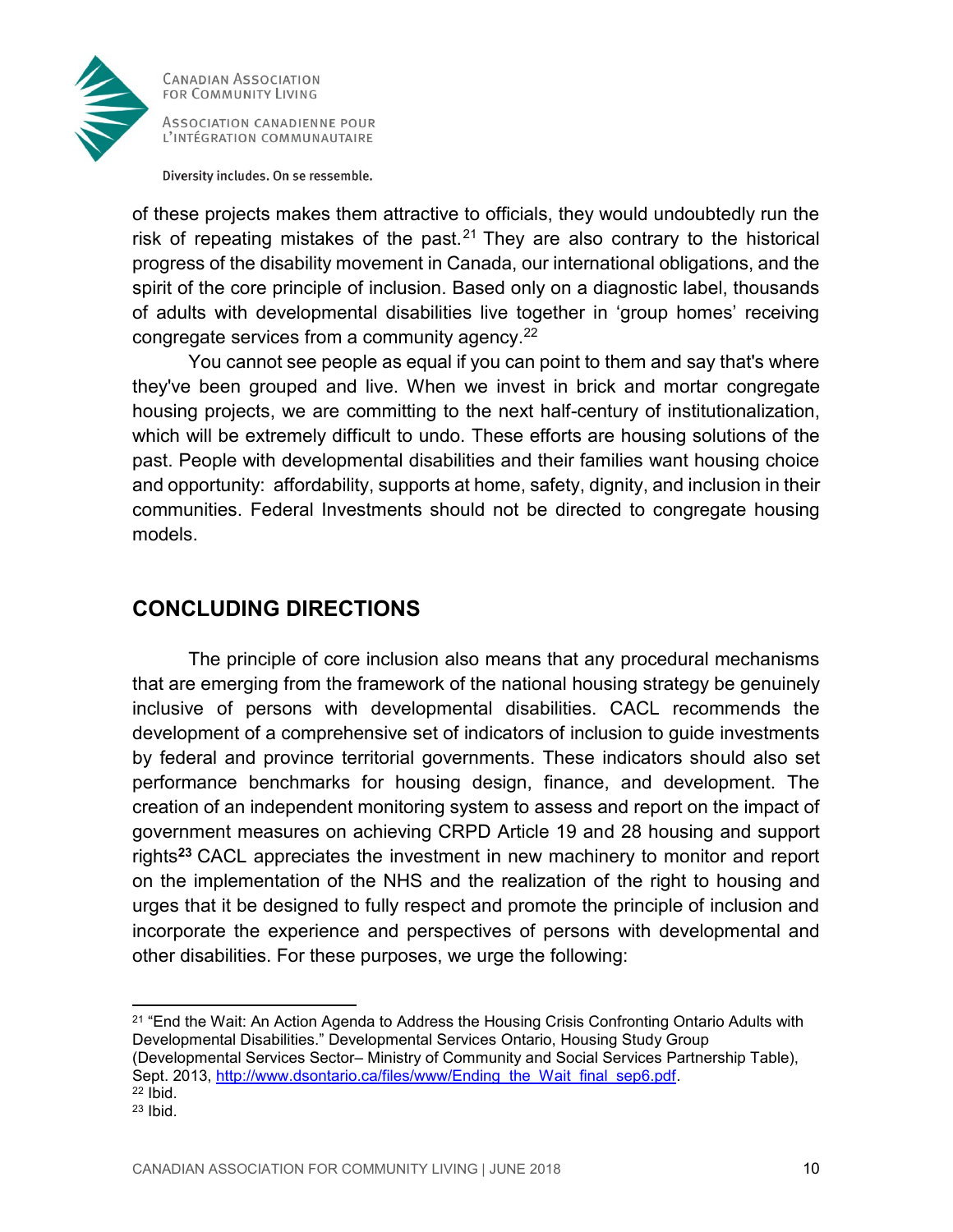of these projects makes them attractive to officials, they would undoubtedly run the risk of repeating mistakes of the past.[21] They are also contrary to the historical progress of the disability movement in Canada, our international obligations, and the spirit of the core principle of inclusion. Based only on a diagnostic label, thousands of adults with developmental disabilities live together in 'group homes' receiving congregate services from a community agency.[22]

You cannot see people as equal if you can point to them and say that's where they've been grouped and live. When we invest in brick and mortar congregate housing projects, we are committing to the next half-century of institutionalization, which will be extremely difficult to undo. These efforts are housing solutions of the past. People with developmental disabilities and their families want housing choice and opportunity: affordability, supports at home, safety, dignity, and inclusion in their communities. Federal Investments should not be directed to congregate housing models.

## CONCLUDING DIRECTIONS

The principle of core inclusion also means that any procedural mechanisms that are emerging from the framework of the national housing strategy be genuinely inclusive of persons with developmental disabilities. CACL recommends the development of a comprehensive set of indicators of inclusion to guide investments by federal and province territorial governments. These indicators should also set performance benchmarks for housing design, finance, and development. The creation of an independent monitoring system to assess and report on the impact of government measures on achieving CRPD Article 19 and 28 housing and support rights[23] CACL appreciates the investment in new machinery to monitor and report on the implementation of the NHS and the realization of the right to housing and urges that it be designed to fully respect and promote the principle of inclusion and incorporate the experience and perspectives of persons with developmental and other disabilities. For these purposes, we urge the following:

---

[21] "End the Wait: An Action Agenda to Address the Housing Crisis Confronting Ontario Adults with Developmental Disabilities." Developmental Services Ontario, Housing Study Group (Developmental Services Sector– Ministry of Community and Social Services Partnership Table), Sept. 2013, http://www.dsontario.ca/files/www/Ending_the_Wait_final_sep6.pdf.

[22] Ibid.

[23] Ibid.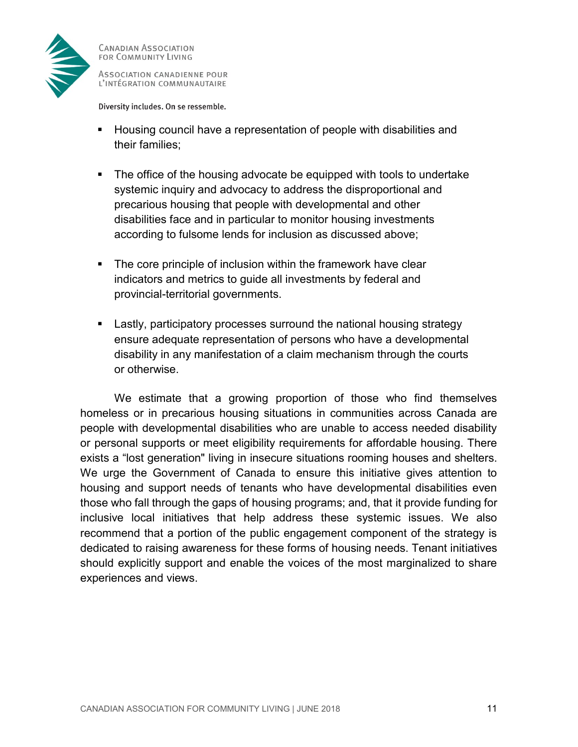- Housing council have a representation of people with disabilities and their families;

- The office of the housing advocate be equipped with tools to undertake systemic inquiry and advocacy to address the disproportional and precarious housing that people with developmental and other disabilities face and in particular to monitor housing investments according to fulsome lends for inclusion as discussed above;

- The core principle of inclusion within the framework have clear indicators and metrics to guide all investments by federal and provincial-territorial governments.

- Lastly, participatory processes surround the national housing strategy ensure adequate representation of persons who have a developmental disability in any manifestation of a claim mechanism through the courts or otherwise.

We estimate that a growing proportion of those who find themselves homeless or in precarious housing situations in communities across Canada are people with developmental disabilities who are unable to access needed disability or personal supports or meet eligibility requirements for affordable housing. There exists a "lost generation" living in insecure situations rooming houses and shelters. We urge the Government of Canada to ensure this initiative gives attention to housing and support needs of tenants who have developmental disabilities even those who fall through the gaps of housing programs; and, that it provide funding for inclusive local initiatives that help address these systemic issues. We also recommend that a portion of the public engagement component of the strategy is dedicated to raising awareness for these forms of housing needs. Tenant initiatives should explicitly support and enable the voices of the most marginalized to share experiences and views.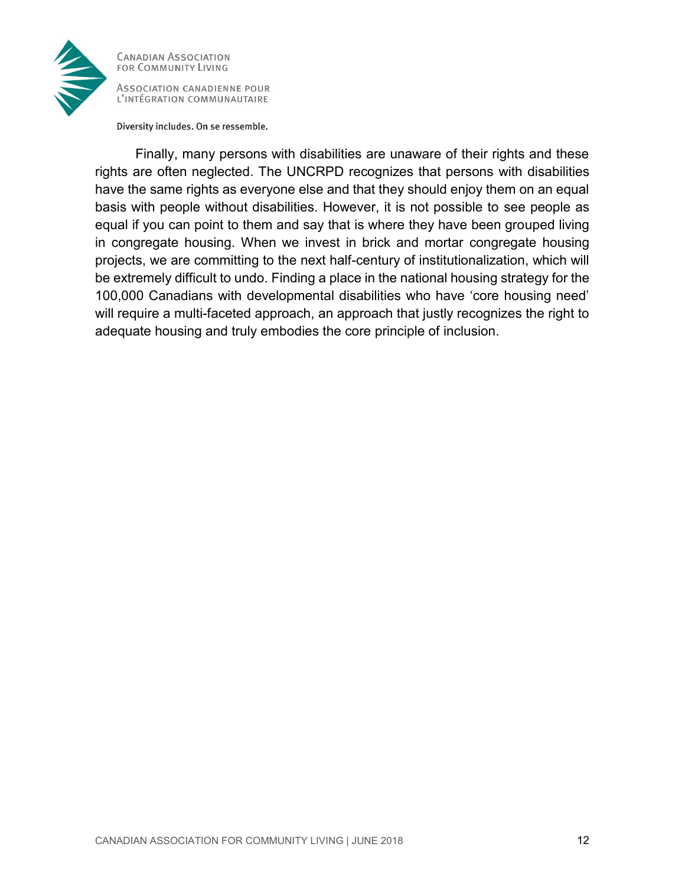Finally, many persons with disabilities are unaware of their rights and these rights are often neglected. The UNCRPD recognizes that persons with disabilities have the same rights as everyone else and that they should enjoy them on an equal basis with people without disabilities. However, it is not possible to see people as equal if you can point to them and say that is where they have been grouped living in congregate housing. When we invest in brick and mortar congregate housing projects, we are committing to the next half-century of institutionalization, which will be extremely difficult to undo. Finding a place in the national housing strategy for the 100,000 Canadians with developmental disabilities who have 'core housing need' will require a multi-faceted approach, an approach that justly recognizes the right to adequate housing and truly embodies the core principle of inclusion.